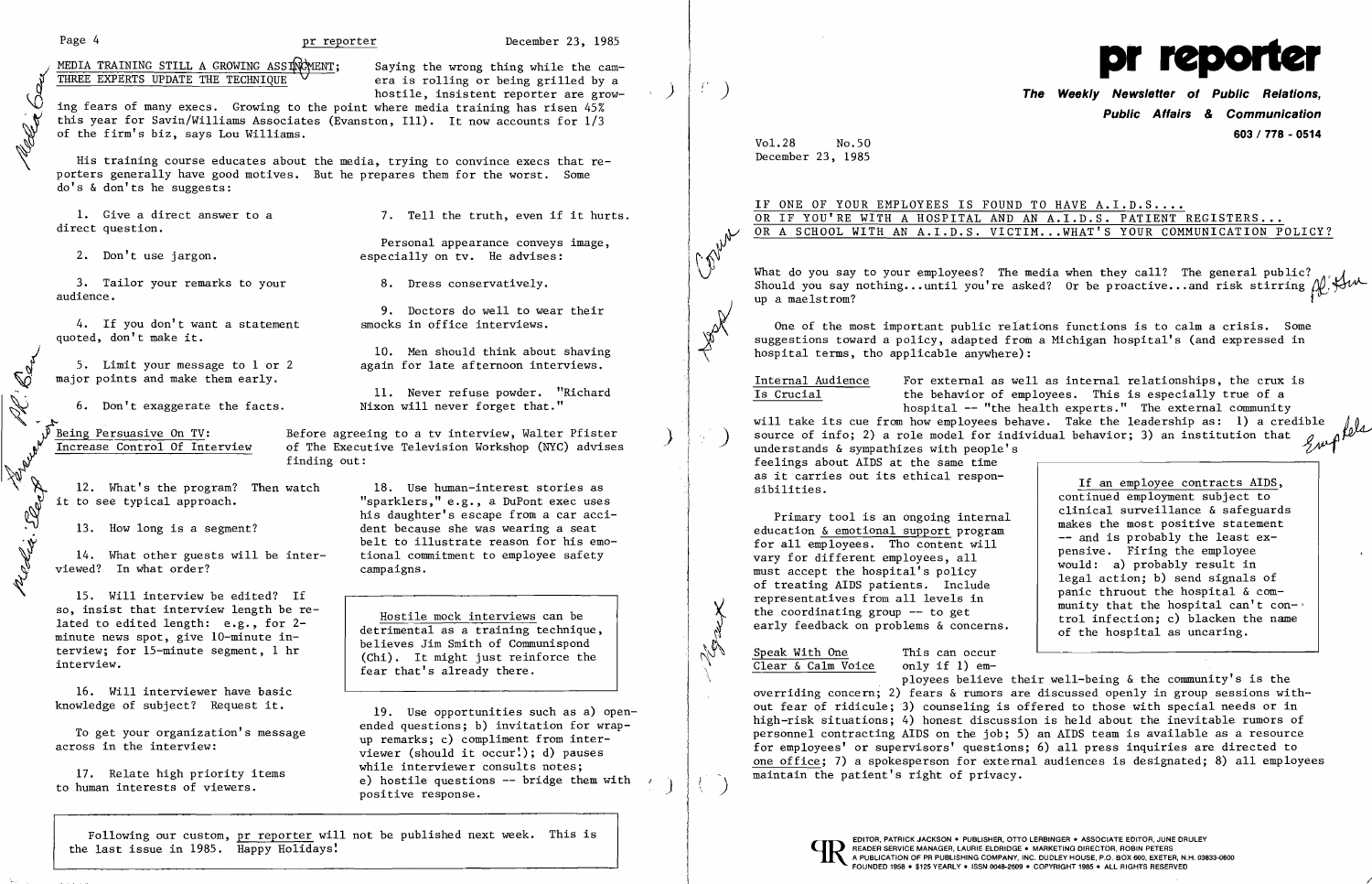## MEDIA TRAINING STILL A GROWING ASSIGNMENT; THREE EXPERTS UPDATE THE TECHNIQUE

Saying the wrong thing while the camera is rolling or being grilled by a hostile, insistent reporter are growing fears of many execs. Growing to the point where media training has risen 45% this year for Savin/Williams Associates (Evanston, Ill). It now accounts for 1/3 of the firm's biz, says Lou Williams.

His training course educates about the media, trying to convince execs that reporters generally have good motives. But he prepares them for the worst. Some do's & don'ts he suggests:

1. Give a direct answer to a direct question.

2. Don't use jargon.

3. Tailor your remarks to your audience.

4. If you don't want a statement quoted, don't make it.

5. Limit your message to 1 or 2 major points and make them early.

6. Don't exaggerate the facts.

7. Tell the truth, even if it hurts.

Personal appearance conveys image, especially on tv. He advises:

8. Dress conservatively.

9. Doctors do well to wear their smocks in office interviews.

10. Men should think about shaving again for late afternoon interviews.

11. Never refuse powder. "Richard Nixon will never forget that."

**Being Persuasive On TV: Increase Control Of Interview**

Before agreeing to a tv interview, Walter Pfister of The Executive Television Workshop (NYC) advises finding out:

12. What's the program? Then watch it to see typical approach.

13. How long is a segment?

14. What other guests will be interviewed? In what order?

15. Will interview be edited? If so, insist that interview length be related to edited length: e.g., for 2-minute news spot, give 10-minute interview; for 15-minute segment, 1 hr interview.

16. Will interviewer have basic knowledge of subject? Request it.

To get your organization's message across in the interview:

17. Relate high priority items to human interests of viewers.

18. Use human-interest stories as "sparklers," e.g., a DuPont exec uses his daughter's escape from a car accident because she was wearing a seat belt to illustrate reason for his emotional commitment to employee safety campaigns.

> Hostile mock interviews can be detrimental as a training technique, believes Jim Smith of Communispond (Chi). It might just reinforce the fear that's already there.

19. Use opportunities such as a) open-ended questions; b) invitation for wrap-up remarks; c) compliment from interviewer (should it occur!); d) pauses while interviewer consults notes; e) hostile questions -- bridge them with positive response.

> Following our custom, pr reporter will not be published next week. This is the last issue in 1985. Happy Holidays!

---

# pr reporter

**The Weekly Newsletter of Public Relations, Public Affairs & Communication**

603 / 778 - 0514

Vol.28 No.50
December 23, 1985

## IF ONE OF YOUR EMPLOYEES IS FOUND TO HAVE A.I.D.S.... OR IF YOU'RE WITH A HOSPITAL AND AN A.I.D.S. PATIENT REGISTERS... OR A SCHOOL WITH AN A.I.D.S. VICTIM...WHAT'S YOUR COMMUNICATION POLICY?

What do you say to your employees? The media when they call? The general public? Should you say nothing...until you're asked? Or be proactive...and risk stirring up a maelstrom?

One of the most important public relations functions is to calm a crisis. Some suggestions toward a policy, adapted from a Michigan hospital's (and expressed in hospital terms, tho applicable anywhere):

**Internal Audience Is Crucial**

For external as well as internal relationships, the crux is the behavior of employees. This is especially true of a hospital -- "the health experts." The external community will take its cue from how employees behave. Take the leadership as: 1) a credible source of info; 2) a role model for individual behavior; 3) an institution that understands & sympathizes with people's feelings about AIDS at the same time as it carries out its ethical responsibilities.

Primary tool is an ongoing internal education & emotional support program for all employees. Tho content will vary for different employees, all must accept the hospital's policy of treating AIDS patients. Include representatives from all levels in the coordinating group -- to get early feedback on problems & concerns.

> If an employee contracts AIDS, continued employment subject to clinical surveillance & safeguards makes the most positive statement -- and is probably the least expensive. Firing the employee would: a) probably result in legal action; b) send signals of panic thruout the hospital & community that the hospital can't control infection; c) blacken the name of the hospital as uncaring.

**Speak With One Clear & Calm Voice**

This can occur only if 1) employees believe their well-being & the community's is the overriding concern; 2) fears & rumors are discussed openly in group sessions without fear of ridicule; 3) counseling is offered to those with special needs or in high-risk situations; 4) honest discussion is held about the inevitable rumors of personnel contracting AIDS on the job; 5) an AIDS team is available as a resource for employees' or supervisors' questions; 6) all press inquiries are directed to one office; 7) a spokesperson for external audiences is designated; 8) all employees maintain the patient's right of privacy.

EDITOR, PATRICK JACKSON • PUBLISHER, OTTO LERBINGER • ASSOCIATE EDITOR, JUNE DRULEY
READER SERVICE MANAGER, LAURIE ELDRIDGE • MARKETING DIRECTOR, ROBIN PETERS
A PUBLICATION OF PR PUBLISHING COMPANY, INC. DUDLEY HOUSE, P.O. BOX 600, EXETER, N.H. 03833-0600
FOUNDED 1958 • $125 YEARLY • ISSN 0048-2609 • COPYRIGHT 1985 • ALL RIGHTS RESERVED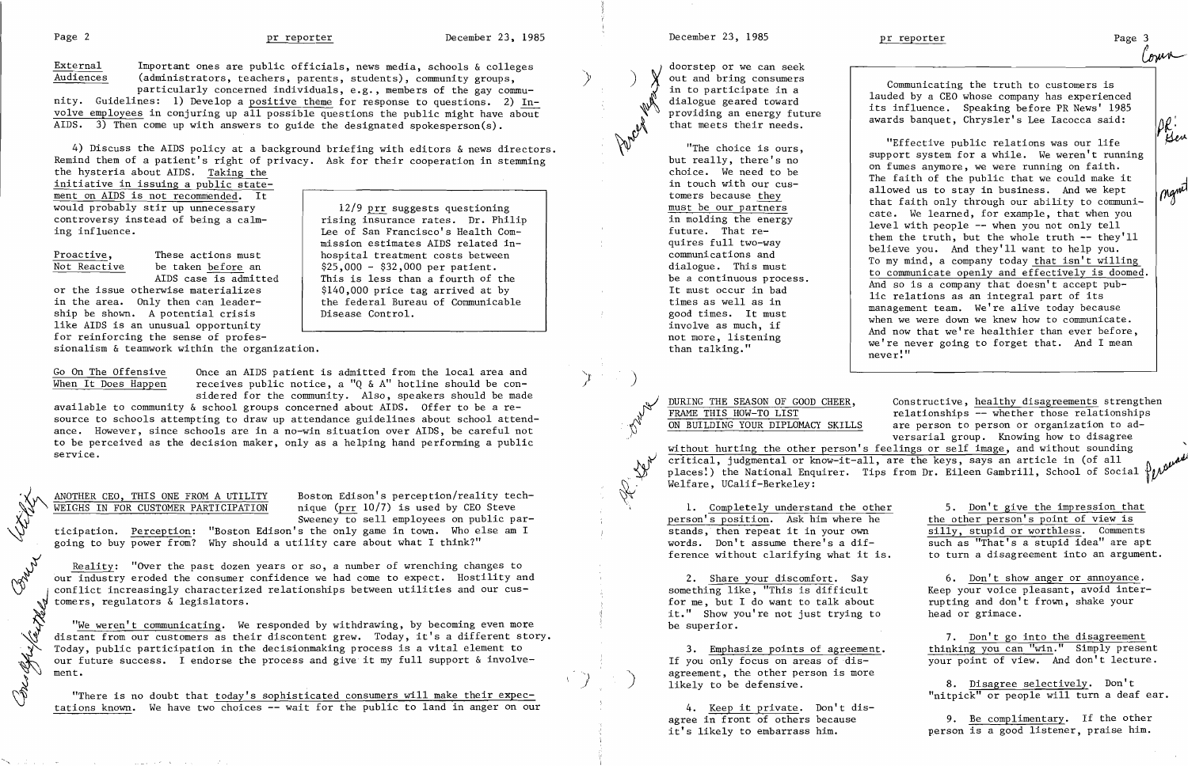**External Audiences** Important ones are public officials, news media, schools & colleges (administrators, teachers, parents, students), community groups, particularly concerned individuals, e.g., members of the gay community. Guidelines: 1) Develop a positive theme for response to questions. 2) Involve employees in conjuring up all possible questions the public might have about AIDS. 3) Then come up with answers to guide the designated spokesperson(s).

4) Discuss the AIDS policy at a background briefing with editors & news directors. Remind them of a patient's right of privacy. Ask for their cooperation in stemming the hysteria about AIDS. Taking the initiative in issuing a public statement on AIDS is not recommended. It would probably stir up unnecessary controversy instead of being a calming influence.

> 12/9 prr suggests questioning rising insurance rates. Dr. Philip Lee of San Francisco's Health Commission estimates AIDS related inhospital treatment costs between \$25,000 - \$32,000 per patient. This is less than a fourth of the \$140,000 price tag arrived at by the federal Bureau of Communicable Disease Control.

**Proactive, Not Reactive** These actions must be taken before an AIDS case is admitted or the issue otherwise materializes in the area. Only then can leadership be shown. A potential crisis like AIDS is an unusual opportunity for reinforcing the sense of professionalism & teamwork within the organization.

**Go On The Offensive When It Does Happen** Once an AIDS patient is admitted from the local area and receives public notice, a "Q & A" hotline should be considered for the community. Also, speakers should be made available to community & school groups concerned about AIDS. Offer to be a resource to schools attempting to draw up attendance guidelines about school attendance. However, since schools are in a no-win situation over AIDS, be careful not to be perceived as the decision maker, only as a helping hand performing a public service.

**ANOTHER CEO, THIS ONE FROM A UTILITY WEIGHS IN FOR CUSTOMER PARTICIPATION** Boston Edison's perception/reality technique (prr 10/7) is used by CEO Steve Sweeney to sell employees on public participation. Perception: "Boston Edison's the only game in town. Who else am I going to buy power from? Why should a utility care about what I think?"

Reality: "Over the past dozen years or so, a number of wrenching changes to our industry eroded the consumer confidence we had come to expect. Hostility and conflict increasingly characterized relationships between utilities and our customers, regulators & legislators.

"We weren't communicating. We responded by withdrawing, by becoming even more distant from our customers as their discontent grew. Today, it's a different story. Today, public participation in the decisionmaking process is a vital element to our future success. I endorse the process and give it my full support & involvement.

"There is no doubt that today's sophisticated consumers will make their expectations known. We have two choices -- wait for the public to land in anger on our doorstep or we can seek out and bring consumers in to participate in a dialogue geared toward providing an energy future that meets their needs.

"The choice is ours, but really, there's no choice. We need to be in touch with our customers because they must be our partners in molding the energy future. That requires full two-way communications and dialogue. This must be a continuous process. It must occur in bad times as well as in good times. It must involve as much, if not more, listening than talking."

> Communicating the truth to customers is lauded by a CEO whose company has experienced its influence. Speaking before PR News' 1985 awards banquet, Chrysler's Lee Iacocca said:
>
> "Effective public relations was our life support system for a while. We weren't running on fumes anymore, we were running on faith. The faith of the public that we could make it allowed us to stay in business. And we kept that faith only through our ability to communicate. We learned, for example, that when you level with people -- when you not only tell them the truth, but the whole truth -- they'll believe you. And they'll want to help you. To my mind, a company today that isn't willing to communicate openly and effectively is doomed. And so is a company that doesn't accept public relations as an integral part of its management team. We're alive today because when we were down we knew how to communicate. And now that we're healthier than ever before, we're never going to forget that. And I mean never!"

**DURING THE SEASON OF GOOD CHEER, FRAME THIS HOW-TO LIST ON BUILDING YOUR DIPLOMACY SKILLS** Constructive, healthy disagreements strengthen relationships -- whether those relationships are person to person or organization to adversarial group. Knowing how to disagree without hurting the other person's feelings or self image, and without sounding critical, judgmental or know-it-all, are the keys, says an article in (of all places!) the National Enquirer. Tips from Dr. Eileen Gambrill, School of Social Welfare, UCalif-Berkeley:

1. Completely understand the other person's position. Ask him where he stands, then repeat it in your own words. Don't assume there's a difference without clarifying what it is.

2. Share your discomfort. Say something like, "This is difficult for me, but I do want to talk about it." Show you're not just trying to be superior.

3. Emphasize points of agreement. If you only focus on areas of disagreement, the other person is more likely to be defensive.

4. Keep it private. Don't disagree in front of others because it's likely to embarrass him.

5. Don't give the impression that the other person's point of view is silly, stupid or worthless. Comments such as "That's a stupid idea" are apt to turn a disagreement into an argument.

6. Don't show anger or annoyance. Keep your voice pleasant, avoid interrupting and don't frown, shake your head or grimace.

7. Don't go into the disagreement thinking you can "win." Simply present your point of view. And don't lecture.

8. Disagree selectively. Don't "nitpick" or people will turn a deaf ear.

9. Be complimentary. If the other person is a good listener, praise him.